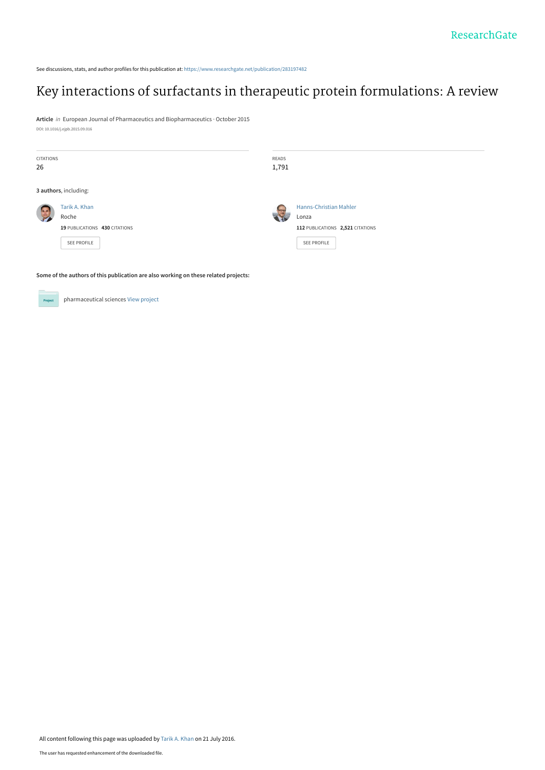See discussions, stats, and author profiles for this publication at: https://www.researchgate.net/publication/283197482

# Key interactions of surfactants in therapeutic protein formulations: A review

**Article** *in* European Journal of Pharmaceutics and Biopharmaceutics · October 2015

DOI: 10.1016/j.ejpb.2015.09.016

| CITATIONS | READS |
| --- | --- |
| 26 | 1,791 |

**3 authors**, including:

Tarik A. Khan
Roche
**19** PUBLICATIONS **430** CITATIONS
SEE PROFILE

Hanns-Christian Mahler
Lonza
**112** PUBLICATIONS **2,521** CITATIONS
SEE PROFILE

**Some of the authors of this publication are also working on these related projects:**

pharmaceutical sciences View project

All content following this page was uploaded by Tarik A. Khan on 21 July 2016.

The user has requested enhancement of the downloaded file.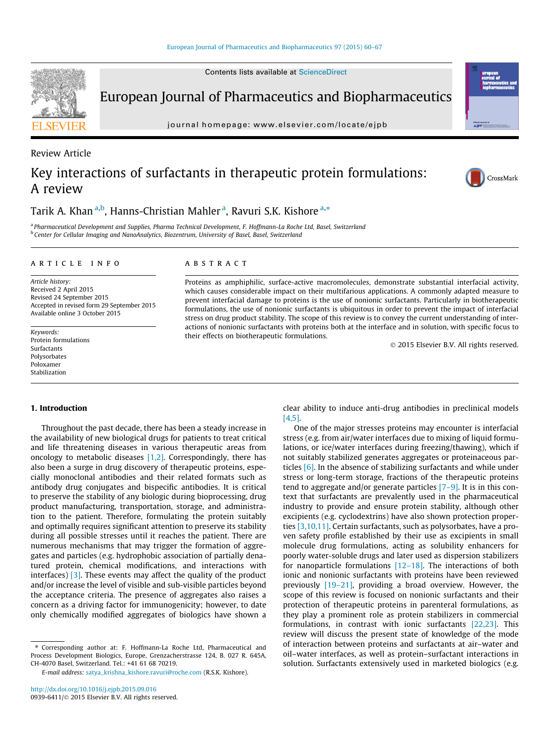## Review Article

# Key interactions of surfactants in therapeutic protein formulations: A review

Tarik A. Khan [a,b], Hanns-Christian Mahler [a], Ravuri S.K. Kishore [a,*]

[a] Pharmaceutical Development and Supplies, Pharma Technical Development, F. Hoffmann-La Roche Ltd, Basel, Switzerland
[b] Center for Cellular Imaging and NanoAnalytics, Biozentrum, University of Basel, Basel, Switzerland

**ARTICLE INFO**

*Article history:*
Received 2 April 2015
Revised 24 September 2015
Accepted in revised form 29 September 2015
Available online 3 October 2015

*Keywords:*
Protein formulations
Surfactants
Polysorbates
Poloxamer
Stabilization

**ABSTRACT**

Proteins as amphiphilic, surface-active macromolecules, demonstrate substantial interfacial activity, which causes considerable impact on their multifarious applications. A commonly adapted measure to prevent interfacial damage to proteins is the use of nonionic surfactants. Particularly in biotherapeutic formulations, the use of nonionic surfactants is ubiquitous in order to prevent the impact of interfacial stress on drug product stability. The scope of this review is to convey the current understanding of interactions of nonionic surfactants with proteins both at the interface and in solution, with specific focus to their effects on biotherapeutic formulations.

© 2015 Elsevier B.V. All rights reserved.

## 1. Introduction

Throughout the past decade, there has been a steady increase in the availability of new biological drugs for patients to treat critical and life threatening diseases in various therapeutic areas from oncology to metabolic diseases [1,2]. Correspondingly, there has also been a surge in drug discovery of therapeutic proteins, especially monoclonal antibodies and their related formats such as antibody drug conjugates and bispecific antibodies. It is critical to preserve the stability of any biologic during bioprocessing, drug product manufacturing, transportation, storage, and administration to the patient. Therefore, formulating the protein suitably and optimally requires significant attention to preserve its stability during all possible stresses until it reaches the patient. There are numerous mechanisms that may trigger the formation of aggregates and particles (e.g. hydrophobic association of partially denatured protein, chemical modifications, and interactions with interfaces) [3]. These events may affect the quality of the product and/or increase the level of visible and sub-visible particles beyond the acceptance criteria. The presence of aggregates also raises a concern as a driving factor for immunogenicity; however, to date only chemically modified aggregates of biologics have shown a clear ability to induce anti-drug antibodies in preclinical models [4,5].

One of the major stresses proteins may encounter is interfacial stress (e.g. from air/water interfaces due to mixing of liquid formulations, or ice/water interfaces during freezing/thawing), which if not suitably stabilized generates aggregates or proteinaceous particles [6]. In the absence of stabilizing surfactants and while under stress or long-term storage, fractions of the therapeutic proteins tend to aggregate and/or generate particles [7–9]. It is in this context that surfactants are prevalently used in the pharmaceutical industry to provide and ensure protein stability, although other excipients (e.g. cyclodextrins) have also shown protection properties [3,10,11]. Certain surfactants, such as polysorbates, have a proven safety profile established by their use as excipients in small molecule drug formulations, acting as solubility enhancers for poorly water-soluble drugs and later used as dispersion stabilizers for nanoparticle formulations [12–18]. The interactions of both ionic and nonionic surfactants with proteins have been reviewed previously [19–21], providing a broad overview. However, the scope of this review is focused on nonionic surfactants and their protection of therapeutic proteins in parenteral formulations, as they play a prominent role as protein stabilizers in commercial formulations, in contrast with ionic surfactants [22,23]. This review will discuss the present state of knowledge of the mode of interaction between proteins and surfactants at air–water and oil–water interfaces, as well as protein–surfactant interactions in solution. Surfactants extensively used in marketed biologics (e.g.

* Corresponding author at: F. Hoffmann-La Roche Ltd, Pharmaceutical and Process Development Biologics, Europe, Grenzacherstrasse 124, B. 027 R. 645A, CH-4070 Basel, Switzerland. Tel.: +41 61 68 70219.
E-mail address: satya_krishna_kishore.ravuri@roche.com (R.S.K. Kishore).

http://dx.doi.org/10.1016/j.ejpb.2015.09.016
0939-6411/© 2015 Elsevier B.V. All rights reserved.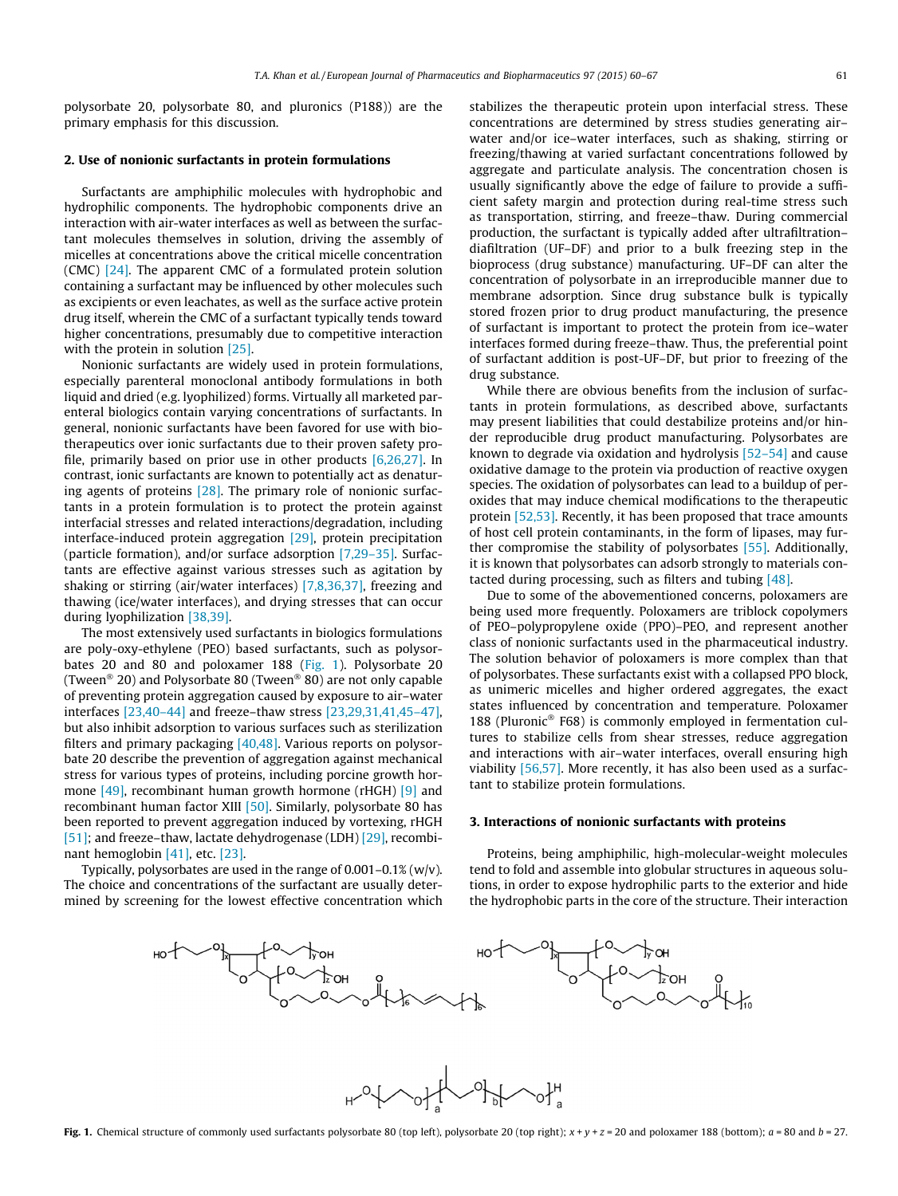polysorbate 20, polysorbate 80, and pluronics (P188)) are the primary emphasis for this discussion.

## 2. Use of nonionic surfactants in protein formulations

Surfactants are amphiphilic molecules with hydrophobic and hydrophilic components. The hydrophobic components drive an interaction with air-water interfaces as well as between the surfactant molecules themselves in solution, driving the assembly of micelles at concentrations above the critical micelle concentration (CMC) [24]. The apparent CMC of a formulated protein solution containing a surfactant may be influenced by other molecules such as excipients or even leachates, as well as the surface active protein drug itself, wherein the CMC of a surfactant typically tends toward higher concentrations, presumably due to competitive interaction with the protein in solution [25].

Nonionic surfactants are widely used in protein formulations, especially parenteral monoclonal antibody formulations in both liquid and dried (e.g. lyophilized) forms. Virtually all marketed parenteral biologics contain varying concentrations of surfactants. In general, nonionic surfactants have been favored for use with biotherapeutics over ionic surfactants due to their proven safety profile, primarily based on prior use in other products [6,26,27]. In contrast, ionic surfactants are known to potentially act as denaturing agents of proteins [28]. The primary role of nonionic surfactants in a protein formulation is to protect the protein against interfacial stresses and related interactions/degradation, including interface-induced protein aggregation [29], protein precipitation (particle formation), and/or surface adsorption [7,29–35]. Surfactants are effective against various stresses such as agitation by shaking or stirring (air/water interfaces) [7,8,36,37], freezing and thawing (ice/water interfaces), and drying stresses that can occur during lyophilization [38,39].

The most extensively used surfactants in biologics formulations are poly-oxy-ethylene (PEO) based surfactants, such as polysorbates 20 and 80 and poloxamer 188 (Fig. 1). Polysorbate 20 (Tween® 20) and Polysorbate 80 (Tween® 80) are not only capable of preventing protein aggregation caused by exposure to air–water interfaces [23,40–44] and freeze–thaw stress [23,29,31,41,45–47], but also inhibit adsorption to various surfaces such as sterilization filters and primary packaging [40,48]. Various reports on polysorbate 20 describe the prevention of aggregation against mechanical stress for various types of proteins, including porcine growth hormone [49], recombinant human growth hormone (rHGH) [9] and recombinant human factor XIII [50]. Similarly, polysorbate 80 has been reported to prevent aggregation induced by vortexing, rHGH [51]; and freeze–thaw, lactate dehydrogenase (LDH) [29], recombinant hemoglobin [41], etc. [23].

Typically, polysorbates are used in the range of 0.001–0.1% (w/v). The choice and concentrations of the surfactant are usually determined by screening for the lowest effective concentration which stabilizes the therapeutic protein upon interfacial stress. These concentrations are determined by stress studies generating air–water and/or ice–water interfaces, such as shaking, stirring or freezing/thawing at varied surfactant concentrations followed by aggregate and particulate analysis. The concentration chosen is usually significantly above the edge of failure to provide a sufficient safety margin and protection during real-time stress such as transportation, stirring, and freeze–thaw. During commercial production, the surfactant is typically added after ultrafiltration–diafiltration (UF–DF) and prior to a bulk freezing step in the bioprocess (drug substance) manufacturing. UF–DF can alter the concentration of polysorbate in an irreproducible manner due to membrane adsorption. Since drug substance bulk is typically stored frozen prior to drug product manufacturing, the presence of surfactant is important to protect the protein from ice–water interfaces formed during freeze–thaw. Thus, the preferential point of surfactant addition is post-UF–DF, but prior to freezing of the drug substance.

While there are obvious benefits from the inclusion of surfactants in protein formulations, as described above, surfactants may present liabilities that could destabilize proteins and/or hinder reproducible drug product manufacturing. Polysorbates are known to degrade via oxidation and hydrolysis [52–54] and cause oxidative damage to the protein via production of reactive oxygen species. The oxidation of polysorbates can lead to a buildup of peroxides that may induce chemical modifications to the therapeutic protein [52,53]. Recently, it has been proposed that trace amounts of host cell protein contaminants, in the form of lipases, may further compromise the stability of polysorbates [55]. Additionally, it is known that polysorbates can adsorb strongly to materials contacted during processing, such as filters and tubing [48].

Due to some of the abovementioned concerns, poloxamers are being used more frequently. Poloxamers are triblock copolymers of PEO–polypropylene oxide (PPO)–PEO, and represent another class of nonionic surfactants used in the pharmaceutical industry. The solution behavior of poloxamers is more complex than that of polysorbates. These surfactants exist with a collapsed PPO block, as unimeric micelles and higher ordered aggregates, the exact states influenced by concentration and temperature. Poloxamer 188 (Pluronic® F68) is commonly employed in fermentation cultures to stabilize cells from shear stresses, reduce aggregation and interactions with air–water interfaces, overall ensuring high viability [56,57]. More recently, it has also been used as a surfactant to stabilize protein formulations.

## 3. Interactions of nonionic surfactants with proteins

Proteins, being amphiphilic, high-molecular-weight molecules tend to fold and assemble into globular structures in aqueous solutions, in order to expose hydrophilic parts to the exterior and hide the hydrophobic parts in the core of the structure. Their interaction

**Fig. 1.** Chemical structure of commonly used surfactants polysorbate 80 (top left), polysorbate 20 (top right); $x + y + z = 20$ and poloxamer 188 (bottom); $a = 80$ and $b = 27$.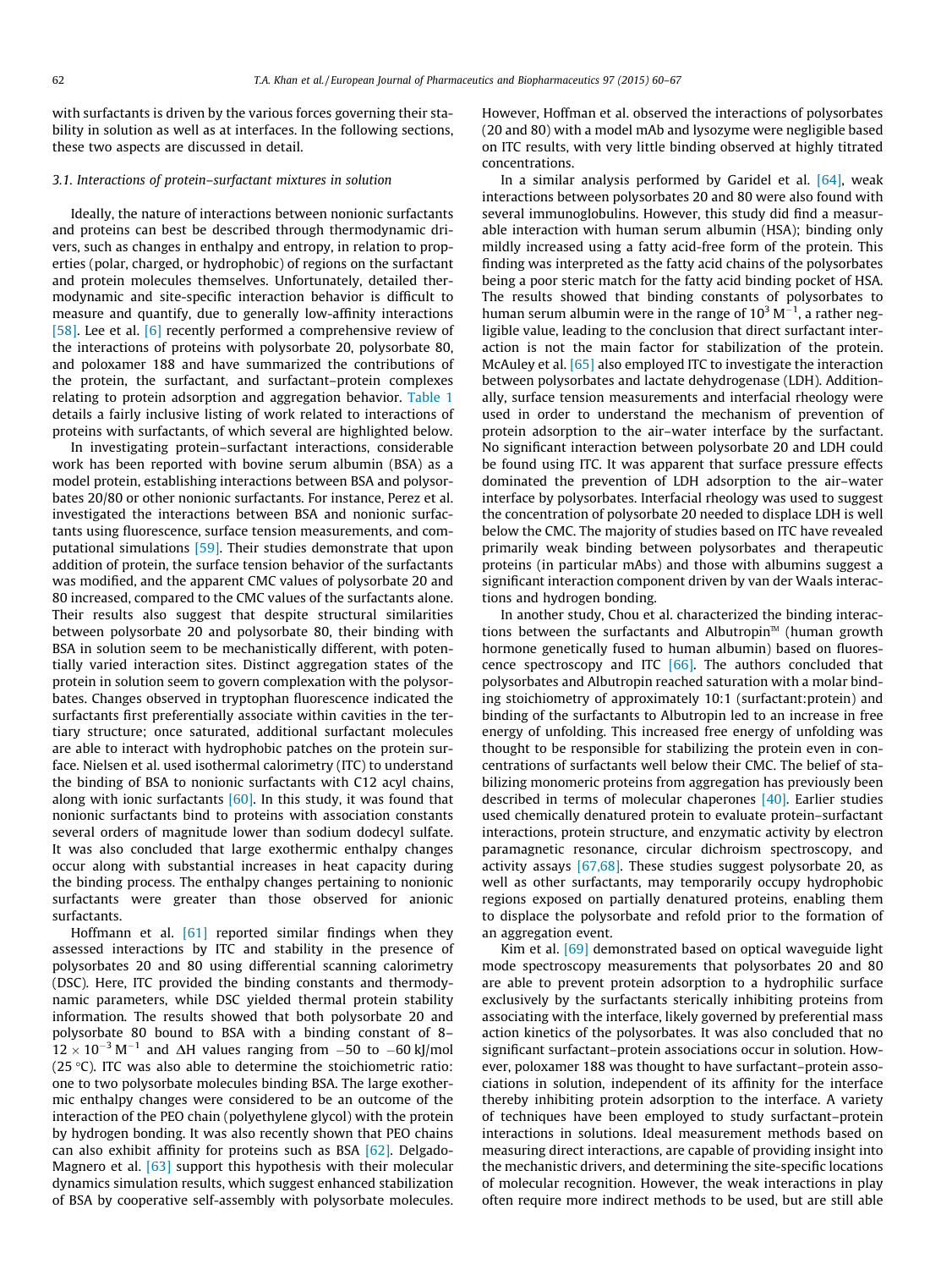with surfactants is driven by the various forces governing their stability in solution as well as at interfaces. In the following sections, these two aspects are discussed in detail.

### 3.1. Interactions of protein–surfactant mixtures in solution

Ideally, the nature of interactions between nonionic surfactants and proteins can best be described through thermodynamic drivers, such as changes in enthalpy and entropy, in relation to properties (polar, charged, or hydrophobic) of regions on the surfactant and protein molecules themselves. Unfortunately, detailed thermodynamic and site-specific interaction behavior is difficult to measure and quantify, due to generally low-affinity interactions [58]. Lee et al. [6] recently performed a comprehensive review of the interactions of proteins with polysorbate 20, polysorbate 80, and poloxamer 188 and have summarized the contributions of the protein, the surfactant, and surfactant–protein complexes relating to protein adsorption and aggregation behavior. Table 1 details a fairly inclusive listing of work related to interactions of proteins with surfactants, of which several are highlighted below.

In investigating protein–surfactant interactions, considerable work has been reported with bovine serum albumin (BSA) as a model protein, establishing interactions between BSA and polysorbates 20/80 or other nonionic surfactants. For instance, Perez et al. investigated the interactions between BSA and nonionic surfactants using fluorescence, surface tension measurements, and computational simulations [59]. Their studies demonstrate that upon addition of protein, the surface tension behavior of the surfactants was modified, and the apparent CMC values of polysorbate 20 and 80 increased, compared to the CMC values of the surfactants alone. Their results also suggest that despite structural similarities between polysorbate 20 and polysorbate 80, their binding with BSA in solution seem to be mechanistically different, with potentially varied interaction sites. Distinct aggregation states of the protein in solution seem to govern complexation with the polysorbates. Changes observed in tryptophan fluorescence indicated the surfactants first preferentially associate within cavities in the tertiary structure; once saturated, additional surfactant molecules are able to interact with hydrophobic patches on the protein surface. Nielsen et al. used isothermal calorimetry (ITC) to understand the binding of BSA to nonionic surfactants with C12 acyl chains, along with ionic surfactants [60]. In this study, it was found that nonionic surfactants bind to proteins with association constants several orders of magnitude lower than sodium dodecyl sulfate. It was also concluded that large exothermic enthalpy changes occur along with substantial increases in heat capacity during the binding process. The enthalpy changes pertaining to nonionic surfactants were greater than those observed for anionic surfactants.

Hoffmann et al. [61] reported similar findings when they assessed interactions by ITC and stability in the presence of polysorbates 20 and 80 using differential scanning calorimetry (DSC). Here, ITC provided the binding constants and thermodynamic parameters, while DSC yielded thermal protein stability information. The results showed that both polysorbate 20 and polysorbate 80 bound to BSA with a binding constant of 8–$12 \times 10^{-3}\,M^{-1}$ and $\Delta H$ values ranging from $-50$ to $-60$ kJ/mol (25 °C). ITC was also able to determine the stoichiometric ratio: one to two polysorbate molecules binding BSA. The large exothermic enthalpy changes were considered to be an outcome of the interaction of the PEO chain (polyethylene glycol) with the protein by hydrogen bonding. It was also recently shown that PEO chains can also exhibit affinity for proteins such as BSA [62]. Delgado-Magnero et al. [63] support this hypothesis with their molecular dynamics simulation results, which suggest enhanced stabilization of BSA by cooperative self-assembly with polysorbate molecules. However, Hoffman et al. observed the interactions of polysorbates (20 and 80) with a model mAb and lysozyme were negligible based on ITC results, with very little binding observed at highly titrated concentrations.

In a similar analysis performed by Garidel et al. [64], weak interactions between polysorbates 20 and 80 were also found with several immunoglobulins. However, this study did find a measurable interaction with human serum albumin (HSA); binding only mildly increased using a fatty acid-free form of the protein. This finding was interpreted as the fatty acid chains of the polysorbates being a poor steric match for the fatty acid binding pocket of HSA. The results showed that binding constants of polysorbates to human serum albumin were in the range of $10^{3}\,M^{-1}$, a rather negligible value, leading to the conclusion that direct surfactant interaction is not the main factor for stabilization of the protein. McAuley et al. [65] also employed ITC to investigate the interaction between polysorbates and lactate dehydrogenase (LDH). Additionally, surface tension measurements and interfacial rheology were used in order to understand the mechanism of prevention of protein adsorption to the air–water interface by the surfactant. No significant interaction between polysorbate 20 and LDH could be found using ITC. It was apparent that surface pressure effects dominated the prevention of LDH adsorption to the air–water interface by polysorbates. Interfacial rheology was used to suggest the concentration of polysorbate 20 needed to displace LDH is well below the CMC. The majority of studies based on ITC have revealed primarily weak binding between polysorbates and therapeutic proteins (in particular mAbs) and those with albumins suggest a significant interaction component driven by van der Waals interactions and hydrogen bonding.

In another study, Chou et al. characterized the binding interactions between the surfactants and Albutropin™ (human growth hormone genetically fused to human albumin) based on fluorescence spectroscopy and ITC [66]. The authors concluded that polysorbates and Albutropin reached saturation with a molar binding stoichiometry of approximately 10:1 (surfactant:protein) and binding of the surfactants to Albutropin led to an increase in free energy of unfolding. This increased free energy of unfolding was thought to be responsible for stabilizing the protein even in concentrations of surfactants well below their CMC. The belief of stabilizing monomeric proteins from aggregation has previously been described in terms of molecular chaperones [40]. Earlier studies used chemically denatured protein to evaluate protein–surfactant interactions, protein structure, and enzymatic activity by electron paramagnetic resonance, circular dichroism spectroscopy, and activity assays [67,68]. These studies suggest polysorbate 20, as well as other surfactants, may temporarily occupy hydrophobic regions exposed on partially denatured proteins, enabling them to displace the polysorbate and refold prior to the formation of an aggregation event.

Kim et al. [69] demonstrated based on optical waveguide light mode spectroscopy measurements that polysorbates 20 and 80 are able to prevent protein adsorption to a hydrophilic surface exclusively by the surfactants sterically inhibiting proteins from associating with the interface, likely governed by preferential mass action kinetics of the polysorbates. It was also concluded that no significant surfactant–protein associations occur in solution. However, poloxamer 188 was thought to have surfactant–protein associations in solution, independent of its affinity for the interface thereby inhibiting protein adsorption to the interface. A variety of techniques have been employed to study surfactant–protein interactions in solutions. Ideal measurement methods based on measuring direct interactions, are capable of providing insight into the mechanistic drivers, and determining the site-specific locations of molecular recognition. However, the weak interactions in play often require more indirect methods to be used, but are still able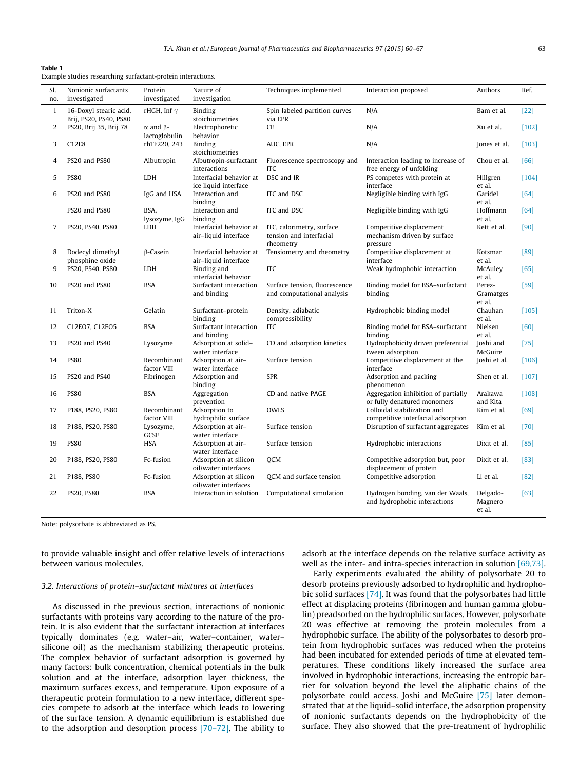**Table 1**
Example studies researching surfactant-protein interactions.

| Sl. no. | Nonionic surfactants investigated | Protein investigated | Nature of investigation | Techniques implemented | Interaction proposed | Authors | Ref. |
|---|---|---|---|---|---|---|---|
| 1 | 16-Doxyl stearic acid, Brij, PS20, PS40, PS80 | rHGH, Inf γ | Binding stoichiometries | Spin labeled partition curves via EPR | N/A | Bam et al. | [22] |
| 2 | PS20, Brij 35, Brij 78 | α and β-lactoglobulin | Electrophoretic behavior | CE | N/A | Xu et al. | [102] |
| 3 | C12E8 | rhTF220, 243 | Binding stoichiometries | AUC, EPR | N/A | Jones et al. | [103] |
| 4 | PS20 and PS80 | Albutropin | Albutropin-surfactant interactions | Fluorescence spectroscopy and ITC | Interaction leading to increase of free energy of unfolding | Chou et al. | [66] |
| 5 | PS80 | LDH | Interfacial behavior at ice liquid interface | DSC and IR | PS competes with protein at interface | Hillgren et al. | [104] |
| 6 | PS20 and PS80 | IgG and HSA | Interaction and binding | ITC and DSC | Negligible binding with IgG | Garidel et al. | [64] |
| | PS20 and PS80 | BSA, lysozyme, IgG | Interaction and binding | ITC and DSC | Negligible binding with IgG | Hoffmann et al. | [64] |
| 7 | PS20, PS40, PS80 | LDH | Interfacial behavior at air–liquid interface | ITC, calorimetry, surface tension and interfacial rheometry | Competitive displacement mechanism driven by surface pressure | Kett et al. | [90] |
| 8 | Dodecyl dimethyl phosphine oxide | β-Casein | Interfacial behavior at air–liquid interface | Tensiometry and rheometry | Competitive displacement at interface | Kotsmar et al. | [89] |
| 9 | PS20, PS40, PS80 | LDH | Binding and interfacial behavior | ITC | Weak hydrophobic interaction | McAuley et al. | [65] |
| 10 | PS20 and PS80 | BSA | Surfactant interaction and binding | Surface tension, fluorescence and computational analysis | Binding model for BSA–surfactant binding | Perez-Gramatges et al. | [59] |
| 11 | Triton-X | Gelatin | Surfactant–protein binding | Density, adiabatic compressibility | Hydrophobic binding model | Chauhan et al. | [105] |
| 12 | C12EO7, C12EO5 | BSA | Surfactant interaction and binding | ITC | Binding model for BSA–surfactant binding | Nielsen et al. | [60] |
| 13 | PS20 and PS40 | Lysozyme | Adsorption at solid–water interface | CD and adsorption kinetics | Hydrophobicity driven preferential tween adsorption | Joshi and McGuire | [75] |
| 14 | PS80 | Recombinant factor VIII | Adsorption at air–water interface | Surface tension | Competitive displacement at the interface | Joshi et al. | [106] |
| 15 | PS20 and PS40 | Fibrinogen | Adsorption and binding | SPR | Adsorption and packing phenomenon | Shen et al. | [107] |
| 16 | PS80 | BSA | Aggregation prevention | CD and native PAGE | Aggregation inhibition of partially or fully denatured monomers | Arakawa and Kita | [108] |
| 17 | P188, PS20, PS80 | Recombinant factor VIII | Adsorption to hydrophilic surface | OWLS | Colloidal stabilization and competitive interfacial adsorption | Kim et al. | [69] |
| 18 | P188, PS20, PS80 | Lysozyme, GCSF | Adsorption at air–water interface | Surface tension | Disruption of surfactant aggregates | Kim et al. | [70] |
| 19 | PS80 | HSA | Adsorption at air–water interface | Surface tension | Hydrophobic interactions | Dixit et al. | [85] |
| 20 | P188, PS20, PS80 | Fc-fusion | Adsorption at silicon oil/water interfaces | QCM | Competitive adsorption but, poor displacement of protein | Dixit et al. | [83] |
| 21 | P188, PS80 | Fc-fusion | Adsorption at silicon oil/water interfaces | QCM and surface tension | Competitive adsorption | Li et al. | [82] |
| 22 | PS20, PS80 | BSA | Interaction in solution | Computational simulation | Hydrogen bonding, van der Waals, and hydrophobic interactions | Delgado-Magnero et al. | [63] |

Note: polysorbate is abbreviated as PS.

to provide valuable insight and offer relative levels of interactions between various molecules.

### 3.2. Interactions of protein–surfactant mixtures at interfaces

As discussed in the previous section, interactions of nonionic surfactants with proteins vary according to the nature of the protein. It is also evident that the surfactant interaction at interfaces typically dominates (e.g. water–air, water–container, water–silicone oil) as the mechanism stabilizing therapeutic proteins. The complex behavior of surfactant adsorption is governed by many factors: bulk concentration, chemical potentials in the bulk solution and at the interface, adsorption layer thickness, the maximum surfaces excess, and temperature. Upon exposure of a therapeutic protein formulation to a new interface, different species compete to adsorb at the interface which leads to lowering of the surface tension. A dynamic equilibrium is established due to the adsorption and desorption process [70–72]. The ability to adsorb at the interface depends on the relative surface activity as well as the inter- and intra-species interaction in solution [69,73].

Early experiments evaluated the ability of polysorbate 20 to desorb proteins previously adsorbed to hydrophilic and hydrophobic solid surfaces [74]. It was found that the polysorbates had little effect at displacing proteins (fibrinogen and human gamma globulin) preadsorbed on the hydrophilic surfaces. However, polysorbate 20 was effective at removing the protein molecules from a hydrophobic surface. The ability of the polysorbates to desorb protein from hydrophobic surfaces was reduced when the proteins had been incubated for extended periods of time at elevated temperatures. These conditions likely increased the surface area involved in hydrophobic interactions, increasing the entropic barrier for solvation beyond the level the aliphatic chains of the polysorbate could access. Joshi and McGuire [75] later demonstrated that at the liquid–solid interface, the adsorption propensity of nonionic surfactants depends on the hydrophobicity of the surface. They also showed that the pre-treatment of hydrophilic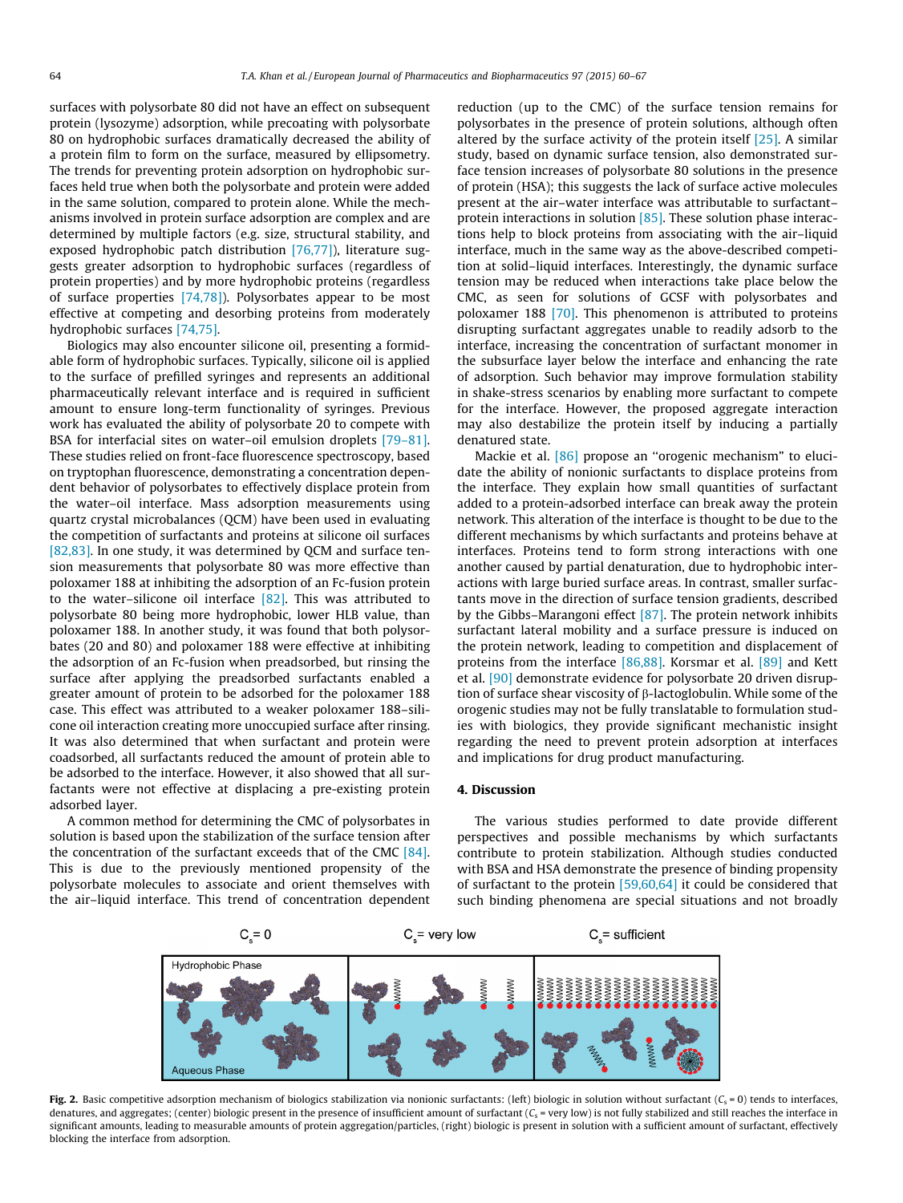surfaces with polysorbate 80 did not have an effect on subsequent protein (lysozyme) adsorption, while precoating with polysorbate 80 on hydrophobic surfaces dramatically decreased the ability of a protein film to form on the surface, measured by ellipsometry. The trends for preventing protein adsorption on hydrophobic surfaces held true when both the polysorbate and protein were added in the same solution, compared to protein alone. While the mechanisms involved in protein surface adsorption are complex and are determined by multiple factors (e.g. size, structural stability, and exposed hydrophobic patch distribution [76,77]), literature suggests greater adsorption to hydrophobic surfaces (regardless of protein properties) and by more hydrophobic proteins (regardless of surface properties [74,78]). Polysorbates appear to be most effective at competing and desorbing proteins from moderately hydrophobic surfaces [74,75].

Biologics may also encounter silicone oil, presenting a formidable form of hydrophobic surfaces. Typically, silicone oil is applied to the surface of prefilled syringes and represents an additional pharmaceutically relevant interface and is required in sufficient amount to ensure long-term functionality of syringes. Previous work has evaluated the ability of polysorbate 20 to compete with BSA for interfacial sites on water–oil emulsion droplets [79–81]. These studies relied on front-face fluorescence spectroscopy, based on tryptophan fluorescence, demonstrating a concentration dependent behavior of polysorbates to effectively displace protein from the water–oil interface. Mass adsorption measurements using quartz crystal microbalances (QCM) have been used in evaluating the competition of surfactants and proteins at silicone oil surfaces [82,83]. In one study, it was determined by QCM and surface tension measurements that polysorbate 80 was more effective than poloxamer 188 at inhibiting the adsorption of an Fc-fusion protein to the water–silicone oil interface [82]. This was attributed to polysorbate 80 being more hydrophobic, lower HLB value, than poloxamer 188. In another study, it was found that both polysorbates (20 and 80) and poloxamer 188 were effective at inhibiting the adsorption of an Fc-fusion when preadsorbed, but rinsing the surface after applying the preadsorbed surfactants enabled a greater amount of protein to be adsorbed for the poloxamer 188 case. This effect was attributed to a weaker poloxamer 188–silicone oil interaction creating more unoccupied surface after rinsing. It was also determined that when surfactant and protein were coadsorbed, all surfactants reduced the amount of protein able to be adsorbed to the interface. However, it also showed that all surfactants were not effective at displacing a pre-existing protein adsorbed layer.

A common method for determining the CMC of polysorbates in solution is based upon the stabilization of the surface tension after the concentration of the surfactant exceeds that of the CMC [84]. This is due to the previously mentioned propensity of the polysorbate molecules to associate and orient themselves with the air–liquid interface. This trend of concentration dependent reduction (up to the CMC) of the surface tension remains for polysorbates in the presence of protein solutions, although often altered by the surface activity of the protein itself [25]. A similar study, based on dynamic surface tension, also demonstrated surface tension increases of polysorbate 80 solutions in the presence of protein (HSA); this suggests the lack of surface active molecules present at the air–water interface was attributable to surfactant–protein interactions in solution [85]. These solution phase interactions help to block proteins from associating with the air–liquid interface, much in the same way as the above-described competition at solid–liquid interfaces. Interestingly, the dynamic surface tension may be reduced when interactions take place below the CMC, as seen for solutions of GCSF with polysorbates and poloxamer 188 [70]. This phenomenon is attributed to proteins disrupting surfactant aggregates unable to readily adsorb to the interface, increasing the concentration of surfactant monomer in the subsurface layer below the interface and enhancing the rate of adsorption. Such behavior may improve formulation stability in shake-stress scenarios by enabling more surfactant to compete for the interface. However, the proposed aggregate interaction may also destabilize the protein itself by inducing a partially denatured state.

Mackie et al. [86] propose an "orogenic mechanism" to elucidate the ability of nonionic surfactants to displace proteins from the interface. They explain how small quantities of surfactant added to a protein-adsorbed interface can break away the protein network. This alteration of the interface is thought to be due to the different mechanisms by which surfactants and proteins behave at interfaces. Proteins tend to form strong interactions with one another caused by partial denaturation, due to hydrophobic interactions with large buried surface areas. In contrast, smaller surfactants move in the direction of surface tension gradients, described by the Gibbs–Marangoni effect [87]. The protein network inhibits surfactant lateral mobility and a surface pressure is induced on the protein network, leading to competition and displacement of proteins from the interface [86,88]. Korsmar et al. [89] and Kett et al. [90] demonstrate evidence for polysorbate 20 driven disruption of surface shear viscosity of β-lactoglobulin. While some of the orogenic studies may not be fully translatable to formulation studies with biologics, they provide significant mechanistic insight regarding the need to prevent protein adsorption at interfaces and implications for drug product manufacturing.

## 4. Discussion

The various studies performed to date provide different perspectives and possible mechanisms by which surfactants contribute to protein stabilization. Although studies conducted with BSA and HSA demonstrate the presence of binding propensity of surfactant to the protein [59,60,64] it could be considered that such binding phenomena are special situations and not broadly

**Fig. 2.** Basic competitive adsorption mechanism of biologics stabilization via nonionic surfactants: (left) biologic in solution without surfactant ($C_s = 0$) tends to interfaces, denatures, and aggregates; (center) biologic present in the presence of insufficient amount of surfactant ($C_s$ = very low) is not fully stabilized and still reaches the interface in significant amounts, leading to measurable amounts of protein aggregation/particles, (right) biologic is present in solution with a sufficient amount of surfactant, effectively blocking the interface from adsorption.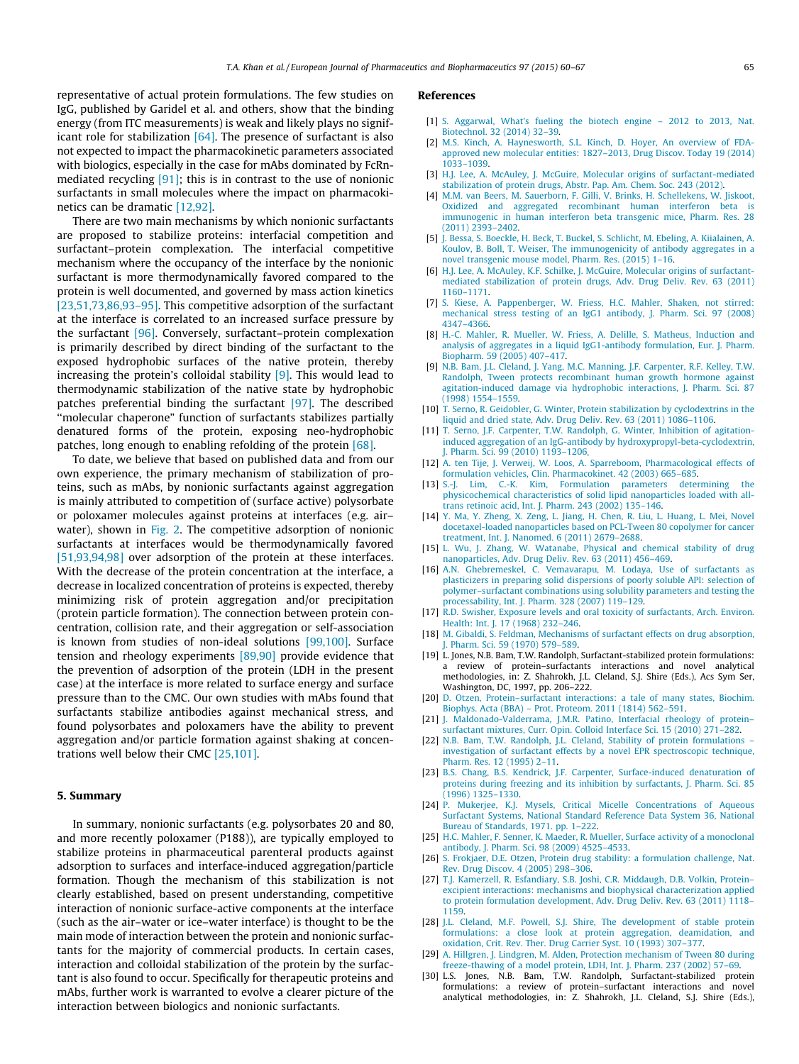representative of actual protein formulations. The few studies on IgG, published by Garidel et al. and others, show that the binding energy (from ITC measurements) is weak and likely plays no significant role for stabilization [64]. The presence of surfactant is also not expected to impact the pharmacokinetic parameters associated with biologics, especially in the case for mAbs dominated by FcRn-mediated recycling [91]; this is in contrast to the use of nonionic surfactants in small molecules where the impact on pharmacokinetics can be dramatic [12,92].

There are two main mechanisms by which nonionic surfactants are proposed to stabilize proteins: interfacial competition and surfactant–protein complexation. The interfacial competitive mechanism where the occupancy of the interface by the nonionic surfactant is more thermodynamically favored compared to the protein is well documented, and governed by mass action kinetics [23,51,73,86,93–95]. This competitive adsorption of the surfactant at the interface is correlated to an increased surface pressure by the surfactant [96]. Conversely, surfactant–protein complexation is primarily described by direct binding of the surfactant to the exposed hydrophobic surfaces of the native protein, thereby increasing the protein's colloidal stability [9]. This would lead to thermodynamic stabilization of the native state by hydrophobic patches preferential binding the surfactant [97]. The described "molecular chaperone" function of surfactants stabilizes partially denatured forms of the protein, exposing neo-hydrophobic patches, long enough to enabling refolding of the protein [68].

To date, we believe that based on published data and from our own experience, the primary mechanism of stabilization of proteins, such as mAbs, by nonionic surfactants against aggregation is mainly attributed to competition of (surface active) polysorbate or poloxamer molecules against proteins at interfaces (e.g. air–water), shown in Fig. 2. The competitive adsorption of nonionic surfactants at interfaces would be thermodynamically favored [51,93,94,98] over adsorption of the protein at these interfaces. With the decrease of the protein concentration at the interface, a decrease in localized concentration of proteins is expected, thereby minimizing risk of protein aggregation and/or precipitation (protein particle formation). The connection between protein concentration, collision rate, and their aggregation or self-association is known from studies of non-ideal solutions [99,100]. Surface tension and rheology experiments [89,90] provide evidence that the prevention of adsorption of the protein (LDH in the present case) at the interface is more related to surface energy and surface pressure than to the CMC. Our own studies with mAbs found that surfactants stabilize antibodies against mechanical stress, and found polysorbates and poloxamers have the ability to prevent aggregation and/or particle formation against shaking at concentrations well below their CMC [25,101].

## 5. Summary

In summary, nonionic surfactants (e.g. polysorbates 20 and 80, and more recently poloxamer (P188)), are typically employed to stabilize proteins in pharmaceutical parenteral products against adsorption to surfaces and interface-induced aggregation/particle formation. Though the mechanism of this stabilization is not clearly established, based on present understanding, competitive interaction of nonionic surface-active components at the interface (such as the air–water or ice–water interface) is thought to be the main mode of interaction between the protein and nonionic surfactants for the majority of commercial products. In certain cases, interaction and colloidal stabilization of the protein by the surfactant is also found to occur. Specifically for therapeutic proteins and mAbs, further work is warranted to evolve a clearer picture of the interaction between biologics and nonionic surfactants.

## References

[1] S. Aggarwal, What's fueling the biotech engine – 2012 to 2013, Nat. Biotechnol. 32 (2014) 32–39.

[2] M.S. Kinch, A. Haynesworth, S.L. Kinch, D. Hoyer, An overview of FDA-approved new molecular entities: 1827–2013, Drug Discov. Today 19 (2014) 1033–1039.

[3] H.J. Lee, A. McAuley, J. McGuire, Molecular origins of surfactant-mediated stabilization of protein drugs, Abstr. Pap. Am. Chem. Soc. 243 (2012).

[4] M.M. van Beers, M. Sauerborn, F. Gilli, V. Brinks, H. Schellekens, W. Jiskoot, Oxidized and aggregated recombinant human interferon beta is immunogenic in human interferon beta transgenic mice, Pharm. Res. 28 (2011) 2393–2402.

[5] J. Bessa, S. Boeckle, H. Beck, T. Buckel, S. Schlicht, M. Ebeling, A. Kiialainen, A. Koulov, B. Boll, T. Weiser, The immunogenicity of antibody aggregates in a novel transgenic mouse model, Pharm. Res. (2015) 1–16.

[6] H.J. Lee, A. McAuley, K.F. Schilke, J. McGuire, Molecular origins of surfactant-mediated stabilization of protein drugs, Adv. Drug Deliv. Rev. 63 (2011) 1160–1171.

[7] S. Kiese, A. Pappenberger, W. Friess, H.C. Mahler, Shaken, not stirred: mechanical stress testing of an IgG1 antibody, J. Pharm. Sci. 97 (2008) 4347–4366.

[8] H.-C. Mahler, R. Mueller, W. Friess, A. Delille, S. Matheus, Induction and analysis of aggregates in a liquid IgG1-antibody formulation, Eur. J. Pharm. Biopharm. 59 (2005) 407–417.

[9] N.B. Bam, J.L. Cleland, J. Yang, M.C. Manning, J.F. Carpenter, R.F. Kelley, T.W. Randolph, Tween protects recombinant human growth hormone against agitation-induced damage via hydrophobic interactions, J. Pharm. Sci. 87 (1998) 1554–1559.

[10] T. Serno, R. Geidobler, G. Winter, Protein stabilization by cyclodextrins in the liquid and dried state, Adv. Drug Deliv. Rev. 63 (2011) 1086–1106.

[11] T. Serno, J.F. Carpenter, T.W. Randolph, G. Winter, Inhibition of agitation-induced aggregation of an IgG-antibody by hydroxypropyl-beta-cyclodextrin, J. Pharm. Sci. 99 (2010) 1193–1206.

[12] A. ten Tije, J. Verweij, W. Loos, A. Sparreboom, Pharmacological effects of formulation vehicles, Clin. Pharmacokinet. 42 (2003) 665–685.

[13] S.-J. Lim, C.-K. Kim, Formulation parameters determining the physicochemical characteristics of solid lipid nanoparticles loaded with all-trans retinoic acid, Int. J. Pharm. 243 (2002) 135–146.

[14] Y. Ma, Y. Zheng, X. Zeng, L. Jiang, H. Chen, R. Liu, L. Huang, L. Mei, Novel docetaxel-loaded nanoparticles based on PCL-Tween 80 copolymer for cancer treatment, Int. J. Nanomed. 6 (2011) 2679–2688.

[15] L. Wu, J. Zhang, W. Watanabe, Physical and chemical stability of drug nanoparticles, Adv. Drug Deliv. Rev. 63 (2011) 456–469.

[16] A.N. Ghebremeskel, C. Vemavarapu, M. Lodaya, Use of surfactants as plasticizers in preparing solid dispersions of poorly soluble API: selection of polymer–surfactant combinations using solubility parameters and testing the processability, Int. J. Pharm. 328 (2007) 119–129.

[17] R.D. Swisher, Exposure levels and oral toxicity of surfactants, Arch. Environ. Health: Int. J. 17 (1968) 232–246.

[18] M. Gibaldi, S. Feldman, Mechanisms of surfactant effects on drug absorption, J. Pharm. Sci. 59 (1970) 579–589.

[19] L. Jones, N.B. Bam, T.W. Randolph, Surfactant-stabilized protein formulations: a review of protein–surfactants interactions and novel analytical methodologies, in: Z. Shahrokh, J.L. Cleland, S.J. Shire (Eds.), Acs Sym Ser, Washington, DC, 1997, pp. 206–222.

[20] D. Otzen, Protein–surfactant interactions: a tale of many states, Biochim. Biophys. Acta (BBA) – Prot. Proteom. 2011 (1814) 562–591.

[21] J. Maldonado-Valderrama, J.M.R. Patino, Interfacial rheology of protein–surfactant mixtures, Curr. Opin. Colloid Interface Sci. 15 (2010) 271–282.

[22] N.B. Bam, T.W. Randolph, J.L. Cleland, Stability of protein formulations – investigation of surfactant effects by a novel EPR spectroscopic technique, Pharm. Res. 12 (1995) 2–11.

[23] B.S. Chang, B.S. Kendrick, J.F. Carpenter, Surface-induced denaturation of proteins during freezing and its inhibition by surfactants, J. Pharm. Sci. 85 (1996) 1325–1330.

[24] P. Mukerjee, K.J. Mysels, Critical Micelle Concentrations of Aqueous Surfactant Systems, National Standard Reference Data System 36, National Bureau of Standards, 1971. pp. 1–222.

[25] H.C. Mahler, F. Senner, K. Maeder, R. Mueller, Surface activity of a monoclonal antibody, J. Pharm. Sci. 98 (2009) 4525–4533.

[26] S. Frokjaer, D.E. Otzen, Protein drug stability: a formulation challenge, Nat. Rev. Drug Discov. 4 (2005) 298–306.

[27] T.J. Kamerzell, R. Esfandiary, S.B. Joshi, C.R. Middaugh, D.B. Volkin, Protein–excipient interactions: mechanisms and biophysical characterization applied to protein formulation development, Adv. Drug Deliv. Rev. 63 (2011) 1118–1159.

[28] J.L. Cleland, M.F. Powell, S.J. Shire, The development of stable protein formulations: a close look at protein aggregation, deamidation, and oxidation, Crit. Rev. Ther. Drug Carrier Syst. 10 (1993) 307–377.

[29] A. Hillgren, J. Lindgren, M. Alden, Protection mechanism of Tween 80 during freeze-thawing of a model protein, LDH, Int. J. Pharm. 237 (2002) 57–69.

[30] L.S. Jones, N.B. Bam, T.W. Randolph, Surfactant-stabilized protein formulations: a review of protein–surfactant interactions and novel analytical methodologies, in: Z. Shahrokh, J.L. Cleland, S.J. Shire (Eds.),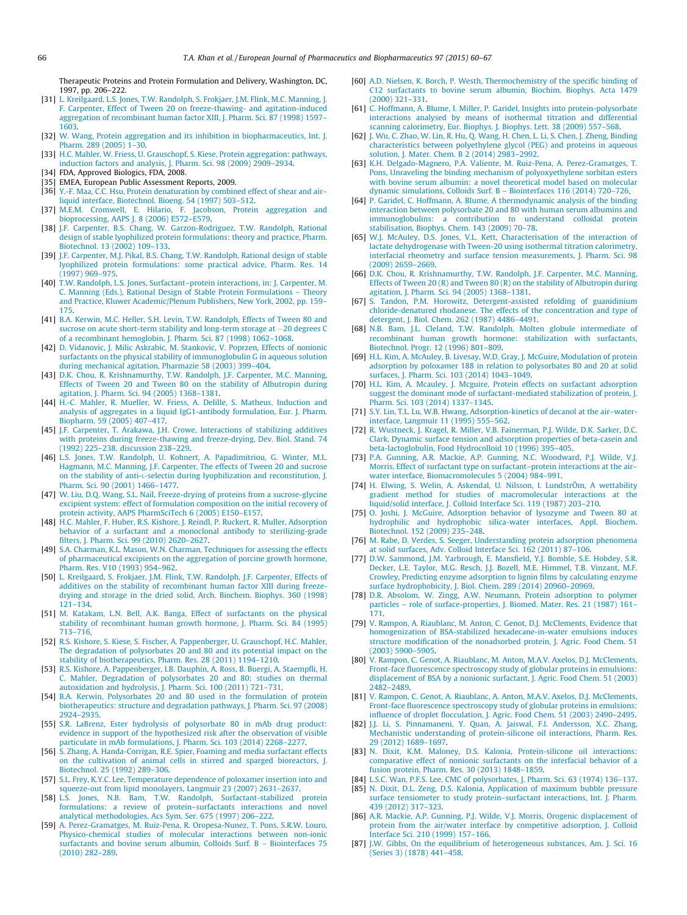Therapeutic Proteins and Protein Formulation and Delivery, Washington, DC, 1997, pp. 206–222.

[31] L. Kreilgaard, L.S. Jones, T.W. Randolph, S. Frokjaer, J.M. Flink, M.C. Manning, J. F. Carpenter, Effect of Tween 20 on freeze-thawing- and agitation-induced aggregation of recombinant human factor XIII, J. Pharm. Sci. 87 (1998) 1597–1603.

[32] W. Wang, Protein aggregation and its inhibition in biopharmaceutics, Int. J. Pharm. 289 (2005) 1–30.

[33] H.C. Mahler, W. Friess, U. Grauschopf, S. Kiese, Protein aggregation: pathways, induction factors and analysis, J. Pharm. Sci. 98 (2009) 2909–2934.

[34] FDA, Approved Biologics, FDA, 2008.

[35] EMEA, European Public Assessment Reports, 2009.

[36] Y.-F. Maa, C.C. Hsu, Protein denaturation by combined effect of shear and air–liquid interface, Biotechnol. Bioeng. 54 (1997) 503–512.

[37] M.E.M. Cromwell, E. Hilario, F. Jacobson, Protein aggregation and bioprocessing, AAPS J. 8 (2006) E572–E579.

[38] J.F. Carpenter, B.S. Chang, W. Garzon-Rodriguez, T.W. Randolph, Rational design of stable lyophilized protein formulations: theory and practice, Pharm. Biotechnol. 13 (2002) 109–133.

[39] J.F. Carpenter, M.J. Pikal, B.S. Chang, T.W. Randolph, Rational design of stable lyophilized protein formulations: some practical advice, Pharm. Res. 14 (1997) 969–975.

[40] T.W. Randolph, L.S. Jones, Surfactant–protein interactions, in: J. Carpenter, M. C. Manning (Eds.), Rational Design of Stable Protein Formulations – Theory and Practice, Kluwer Academic/Plenum Publishers, New York, 2002, pp. 159–175.

[41] B.A. Kerwin, M.C. Heller, S.H. Levin, T.W. Randolph, Effects of Tween 80 and sucrose on acute short-term stability and long-term storage at −20 degrees C of a recombinant hemoglobin, J. Pharm. Sci. 87 (1998) 1062–1068.

[42] D. Vidanovic, J. Milic Askrabic, M. Stankovic, V. Poprzen, Effects of nonionic surfactants on the physical stability of immunoglobulin G in aqueous solution during mechanical agitation, Pharmazie 58 (2003) 399–404.

[43] D.K. Chou, R. Krishnamurthy, T.W. Randolph, J.F. Carpenter, M.C. Manning, Effects of Tween 20 and Tween 80 on the stability of Albutropin during agitation, J. Pharm. Sci. 94 (2005) 1368–1381.

[44] H.-C. Mahler, R. Mueller, W. Friess, A. Delille, S. Matheus, Induction and analysis of aggregates in a liquid IgG1-antibody formulation, Eur. J. Pharm. Biopharm. 59 (2005) 407–417.

[45] J.F. Carpenter, T. Arakawa, J.H. Crowe, Interactions of stabilizing additives with proteins during freeze-thawing and freeze-drying, Dev. Biol. Stand. 74 (1992) 225–238. discussion 238–229.

[46] L.S. Jones, T.W. Randolph, U. Kohnert, A. Papadimitriou, G. Winter, M.L. Hagmann, M.C. Manning, J.F. Carpenter, The effects of Tween 20 and sucrose on the stability of anti-L-selectin during lyophilization and reconstitution, J. Pharm. Sci. 90 (2001) 1466–1477.

[47] W. Liu, D.Q. Wang, S.L. Nail, Freeze-drying of proteins from a sucrose-glycine excipient system: effect of formulation composition on the initial recovery of protein activity, AAPS PharmSciTech 6 (2005) E150–E157.

[48] H.C. Mahler, F. Huber, R.S. Kishore, J. Reindl, P. Ruckert, R. Muller, Adsorption behavior of a surfactant and a monoclonal antibody to sterilizing-grade filters, J. Pharm. Sci. 99 (2010) 2620–2627.

[49] S.A. Charman, K.L. Mason, W.N. Charman, Techniques for assessing the effects of pharmaceutical excipients on the aggregation of porcine growth hormone, Pharm. Res. V10 (1993) 954–962.

[50] L. Kreilgaard, S. Frokjaer, J.M. Flink, T.W. Randolph, J.F. Carpenter, Effects of additives on the stability of recombinant human factor XIII during freeze-drying and storage in the dried solid, Arch. Biochem. Biophys. 360 (1998) 121–134.

[51] M. Katakam, L.N. Bell, A.K. Banga, Effect of surfactants on the physical stability of recombinant human growth hormone, J. Pharm. Sci. 84 (1995) 713–716.

[52] R.S. Kishore, S. Kiese, S. Fischer, A. Pappenberger, U. Grauschopf, H.C. Mahler, The degradation of polysorbates 20 and 80 and its potential impact on the stability of biotherapeutics, Pharm. Res. 28 (2011) 1194–1210.

[53] R.S. Kishore, A. Pappenberger, I.B. Dauphin, A. Ross, B. Buergi, A. Staempfli, H. C. Mahler, Degradation of polysorbates 20 and 80: studies on thermal autoxidation and hydrolysis, J. Pharm. Sci. 100 (2011) 721–731.

[54] B.A. Kerwin, Polysorbates 20 and 80 used in the formulation of protein biotherapeutics: structure and degradation pathways, J. Pharm. Sci. 97 (2008) 2924–2935.

[55] S.R. LaBrenz, Ester hydrolysis of polysorbate 80 in mAb drug product: evidence in support of the hypothesized risk after the observation of visible particulate in mAb formulations, J. Pharm. Sci. 103 (2014) 2268–2277.

[56] S. Zhang, A. Handa-Corrigan, R.E. Spier, Foaming and media surfactant effects on the cultivation of animal cells in stirred and sparged bioreactors, J. Biotechnol. 25 (1992) 289–306.

[57] S.L. Frey, K.Y.C. Lee, Temperature dependence of poloxamer insertion into and squeeze-out from lipid monolayers, Langmuir 23 (2007) 2631–2637.

[58] L.S. Jones, N.B. Bam, T.W. Randolph, Surfactant-stabilized protein formulations: a review of protein–surfactants interactions and novel analytical methodologies, Acs Sym. Ser. 675 (1997) 206–222.

[59] A. Perez-Gramatges, M. Ruiz-Pena, R. Oropesa-Nunez, T. Pons, S.R.W. Louro, Physico-chemical studies of molecular interactions between non-ionic surfactants and bovine serum albumin, Colloids Surf. B – Biointerfaces 75 (2010) 282–289.

[60] A.D. Nielsen, K. Borch, P. Westh, Thermochemistry of the specific binding of C12 surfactants to bovine serum albumin, Biochim. Biophys. Acta 1479 (2000) 321–331.

[61] C. Hoffmann, A. Blume, I. Miller, P. Garidel, Insights into protein-polysorbate interactions analysed by means of isothermal titration and differential scanning calorimetry, Eur. Biophys. J. Biophys. Lett. 38 (2009) 557–568.

[62] J. Wu, C. Zhao, W. Lin, R. Hu, Q. Wang, H. Chen, L. Li, S. Chen, J. Zheng, Binding characteristics between polyethylene glycol (PEG) and proteins in aqueous solution, J. Mater. Chem. B 2 (2014) 2983–2992.

[63] K.H. Delgado-Magnero, P.A. Valiente, M. Ruiz-Pena, A. Perez-Gramatges, T. Pons, Unraveling the binding mechanism of polyoxyethylene sorbitan esters with bovine serum albumin: a novel theoretical model based on molecular dynamic simulations, Colloids Surf. B – Biointerfaces 116 (2014) 720–726.

[64] P. Garidel, C. Hoffmann, A. Blume, A thermodynamic analysis of the binding interaction between polysorbate 20 and 80 with human serum albumins and immunoglobulins: a contribution to understand colloidal protein stabilisation, Biophys. Chem. 143 (2009) 70–78.

[65] W.J. McAuley, D.S. Jones, V.L. Kett, Characterisation of the interaction of lactate dehydrogenase with Tween-20 using isothermal titration calorimetry, interfacial rheometry and surface tension measurements, J. Pharm. Sci. 98 (2009) 2659–2669.

[66] D.K. Chou, R. Krishnamurthy, T.W. Randolph, J.F. Carpenter, M.C. Manning, Effects of Tween 20 (R) and Tween 80 (R) on the stability of Albutropin during agitation, J. Pharm. Sci. 94 (2005) 1368–1381.

[67] S. Tandon, P.M. Horowitz, Detergent-assisted refolding of guanidinium chloride-denatured rhodanese. The effects of the concentration and type of detergent, J. Biol. Chem. 262 (1987) 4486–4491.

[68] N.B. Bam, J.L. Cleland, T.W. Randolph, Molten globule intermediate of recombinant human growth hormone: stabilization with surfactants, Biotechnol. Progr. 12 (1996) 801–809.

[69] H.L. Kim, A. McAuley, B. Livesay, W.D. Gray, J. McGuire, Modulation of protein adsorption by poloxamer 188 in relation to polysorbates 80 and 20 at solid surfaces, J. Pharm. Sci. 103 (2014) 1043–1049.

[70] H.L. Kim, A. Mcauley, J. Mcguire, Protein effects on surfactant adsorption suggest the dominant mode of surfactant-mediated stabilization of protein, J. Pharm. Sci. 103 (2014) 1337–1345.

[71] S.Y. Lin, T.L. Lu, W.B. Hwang, Adsorption-kinetics of decanol at the air–water-interface, Langmuir 11 (1995) 555–562.

[72] R. Wustneck, J. Kragel, R. Miller, V.B. Fainerman, P.J. Wilde, D.K. Sarker, D.C. Clark, Dynamic surface tension and adsorption properties of beta-casein and beta-lactoglobulin, Food Hydrocolloid 10 (1996) 395–405.

[73] P.A. Gunning, A.R. Mackie, A.P. Gunning, N.C. Woodward, P.J. Wilde, V.J. Morris, Effect of surfactant type on surfactant–protein interactions at the air–water interface, Biomacromolecules 5 (2004) 984–991.

[74] H. Elwing, S. Welin, A. Askendal, U. Nilsson, I. LundstrÖm, A wettability gradient method for studies of macromolecular interactions at the liquid/solid interface, J. Colloid Interface Sci. 119 (1987) 203–210.

[75] O. Joshi, J. McGuire, Adsorption behavior of lysozyme and Tween 80 at hydrophilic and hydrophobic silica-water interfaces, Appl. Biochem. Biotechnol. 152 (2009) 235–248.

[76] M. Rabe, D. Verdes, S. Seeger, Understanding protein adsorption phenomena at solid surfaces, Adv. Colloid Interface Sci. 162 (2011) 87–106.

[77] D.W. Sammond, J.M. Yarbrough, E. Mansfield, Y.J. Bomble, S.E. Hobdey, S.R. Decker, L.E. Taylor, M.G. Resch, J.J. Bozell, M.E. Himmel, T.B. Vinzant, M.F. Crowley, Predicting enzyme adsorption to lignin films by calculating enzyme surface hydrophobicity, J. Biol. Chem. 289 (2014) 20960–20969.

[78] D.R. Absolom, W. Zingg, A.W. Neumann, Protein adsorption to polymer particles – role of surface-properties, J. Biomed. Mater. Res. 21 (1987) 161–171.

[79] V. Rampon, A. Riaublanc, M. Anton, C. Genot, D.J. McClements, Evidence that homogenization of BSA-stabilized hexadecane-in-water emulsions induces structure modification of the nonadsorbed protein, J. Agric. Food Chem. 51 (2003) 5900–5905.

[80] V. Rampon, C. Genot, A. Riaublanc, M. Anton, M.A.V. Axelos, D.J. McClements, Front-face fluorescence spectroscopy study of globular proteins in emulsions: displacement of BSA by a nonionic surfactant, J. Agric. Food Chem. 51 (2003) 2482–2489.

[81] V. Rampon, C. Genot, A. Riaublanc, A. Anton, M.A.V. Axelos, D.J. McClements, Front-face fluorescence spectroscopy study of globular proteins in emulsions: influence of droplet flocculation, J. Agric. Food Chem. 51 (2003) 2490–2495.

[82] J.J. Li, S. Pinnamaneni, Y. Quan, A. Jaiswal, F.I. Andersson, X.C. Zhang, Mechanistic understanding of protein-silicone oil interactions, Pharm. Res. 29 (2012) 1689–1697.

[83] N. Dixit, K.M. Maloney, D.S. Kalonia, Protein-silicone oil interactions: comparative effect of nonionic surfactants on the interfacial behavior of a fusion protein, Pharm. Res. 30 (2013) 1848–1859.

[84] L.S.C. Wan, P.F.S. Lee, CMC of polysorbates, J. Pharm. Sci. 63 (1974) 136–137.

[85] N. Dixit, D.L. Zeng, D.S. Kalonia, Application of maximum bubble pressure surface tensiometer to study protein–surfactant interactions, Int. J. Pharm. 439 (2012) 317–323.

[86] A.R. Mackie, A.P. Gunning, P.J. Wilde, V.J. Morris, Orogenic displacement of protein from the air/water interface by competitive adsorption, J. Colloid Interface Sci. 210 (1999) 157–166.

[87] J.W. Gibbs, On the equilibrium of heterogeneous substances, Am. J. Sci. 16 (Series 3) (1878) 441–458.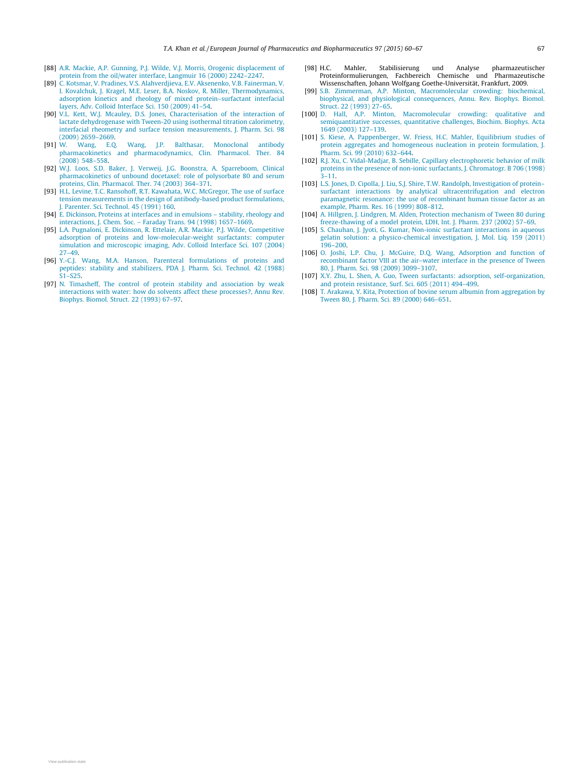[88] A.R. Mackie, A.P. Gunning, P.J. Wilde, V.J. Morris, Orogenic displacement of protein from the oil/water interface, Langmuir 16 (2000) 2242–2247.

[89] C. Kotsmar, V. Pradines, V.S. Alahverdjieva, E.V. Aksenenko, V.B. Fainerman, V. I. Kovalchuk, J. Kragel, M.E. Leser, B.A. Noskov, R. Miller, Thermodynamics, adsorption kinetics and rheology of mixed protein–surfactant interfacial layers, Adv. Colloid Interface Sci. 150 (2009) 41–54.

[90] V.L. Kett, W.J. Mcauley, D.S. Jones, Characterisation of the interaction of lactate dehydrogenase with Tween-20 using isothermal titration calorimetry, interfacial rheometry and surface tension measurements, J. Pharm. Sci. 98 (2009) 2659–2669.

[91] W. Wang, E.Q. Wang, J.P. Balthasar, Monoclonal antibody pharmacokinetics and pharmacodynamics, Clin. Pharmacol. Ther. 84 (2008) 548–558.

[92] W.J. Loos, S.D. Baker, J. Verweij, J.G. Boonstra, A. Sparreboom, Clinical pharmacokinetics of unbound docetaxel: role of polysorbate 80 and serum proteins, Clin. Pharmacol. Ther. 74 (2003) 364–371.

[93] H.L. Levine, T.C. Ransohoff, R.T. Kawahata, W.C. McGregor, The use of surface tension measurements in the design of antibody-based product formulations, J. Parenter. Sci. Technol. 45 (1991) 160.

[94] E. Dickinson, Proteins at interfaces and in emulsions – stability, rheology and interactions, J. Chem. Soc. – Faraday Trans. 94 (1998) 1657–1669.

[95] L.A. Pugnaloni, E. Dickinson, R. Ettelaie, A.R. Mackie, P.J. Wilde, Competitive adsorption of proteins and low-molecular-weight surfactants: computer simulation and microscopic imaging, Adv. Colloid Interface Sci. 107 (2004) 27–49.

[96] Y.-C.J. Wang, M.A. Hanson, Parenteral formulations of proteins and peptides: stability and stabilizers, PDA J. Pharm. Sci. Technol. 42 (1988) S1–S25.

[97] N. Timasheff, The control of protein stability and association by weak interactions with water: how do solvents affect these processes?, Annu Rev. Biophys. Biomol. Struct. 22 (1993) 67–97.

[98] H.C. Mahler, Stabilisierung und Analyse pharmazeutischer Proteinformulierungen, Fachbereich Chemische und Pharmazeutische Wissenschaften, Johann Wolfgang Goethe-Universität, Frankfurt, 2009.

[99] S.B. Zimmerman, A.P. Minton, Macromolecular crowding: biochemical, biophysical, and physiological consequences, Annu. Rev. Biophys. Biomol. Struct. 22 (1993) 27–65.

[100] D. Hall, A.P. Minton, Macromolecular crowding: qualitative and semiquantitative successes, quantitative challenges, Biochim. Biophys. Acta 1649 (2003) 127–139.

[101] S. Kiese, A. Pappenberger, W. Friess, H.C. Mahler, Equilibrium studies of protein aggregates and homogeneous nucleation in protein formulation, J. Pharm. Sci. 99 (2010) 632–644.

[102] R.J. Xu, C. Vidal-Madjar, B. Sebille, Capillary electrophoretic behavior of milk proteins in the presence of non-ionic surfactants, J. Chromatogr. B 706 (1998) 3–11.

[103] L.S. Jones, D. Cipolla, J. Liu, S.J. Shire, T.W. Randolph, Investigation of protein–surfactant interactions by analytical ultracentrifugation and electron paramagnetic resonance: the use of recombinant human tissue factor as an example, Pharm. Res. 16 (1999) 808–812.

[104] A. Hillgren, J. Lindgren, M. Alden, Protection mechanism of Tween 80 during freeze-thawing of a model protein, LDH, Int. J. Pharm. 237 (2002) 57–69.

[105] S. Chauhan, J. Jyoti, G. Kumar, Non-ionic surfactant interactions in aqueous gelatin solution: a physico-chemical investigation, J. Mol. Liq. 159 (2011) 196–200.

[106] O. Joshi, L.P. Chu, J. McGuire, D.Q. Wang, Adsorption and function of recombinant factor VIII at the air–water interface in the presence of Tween 80, J. Pharm. Sci. 98 (2009) 3099–3107.

[107] X.Y. Zhu, L. Shen, A. Guo, Tween surfactants: adsorption, self-organization, and protein resistance, Surf. Sci. 605 (2011) 494–499.

[108] T. Arakawa, Y. Kita, Protection of bovine serum albumin from aggregation by Tween 80, J. Pharm. Sci. 89 (2000) 646–651.